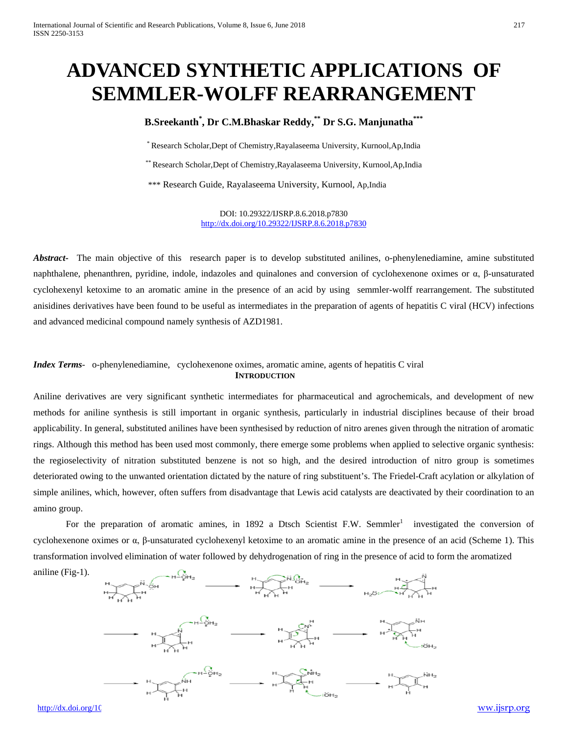# ADVANCED SYNTHETIC APPLICATIONS OF SEMMLER-WOLFF REARRANGEMENT

**B.Sreekanth[*], Dr C.M.Bhaskar Reddy,[**] Dr S.G. Manjunatha[***]**

[*] Research Scholar,Dept of Chemistry,Rayalaseema University, Kurnool,Ap,India

[**] Research Scholar,Dept of Chemistry,Rayalaseema University, Kurnool,Ap,India

[***] Research Guide, Rayalaseema University, Kurnool, Ap,India

DOI: 10.29322/IJSRP.8.6.2018.p7830
http://dx.doi.org/10.29322/IJSRP.8.6.2018.p7830

***Abstract-*** The main objective of this research paper is to develop substituted anilines, o-phenylenediamine, amine substituted naphthalene, phenanthren, pyridine, indole, indazoles and quinalones and conversion of cyclohexenone oximes or α, β-unsaturated cyclohexenyl ketoxime to an aromatic amine in the presence of an acid by using semmler-wolff rearrangement. The substituted anisidines derivatives have been found to be useful as intermediates in the preparation of agents of hepatitis C viral (HCV) infections and advanced medicinal compound namely synthesis of AZD1981.

***Index Terms-*** o-phenylenediamine, cyclohexenone oximes, aromatic amine, agents of hepatitis C viral

## INTRODUCTION

Aniline derivatives are very significant synthetic intermediates for pharmaceutical and agrochemicals, and development of new methods for aniline synthesis is still important in organic synthesis, particularly in industrial disciplines because of their broad applicability. In general, substituted anilines have been synthesised by reduction of nitro arenes given through the nitration of aromatic rings. Although this method has been used most commonly, there emerge some problems when applied to selective organic synthesis: the regioselectivity of nitration substituted benzene is not so high, and the desired introduction of nitro group is sometimes deteriorated owing to the unwanted orientation dictated by the nature of ring substituent's. The Friedel-Craft acylation or alkylation of simple anilines, which, however, often suffers from disadvantage that Lewis acid catalysts are deactivated by their coordination to an amino group.

For the preparation of aromatic amines, in 1892 a Dtsch Scientist F.W. Semmler[1] investigated the conversion of cyclohexenone oximes or α, β-unsaturated cyclohexenyl ketoxime to an aromatic amine in the presence of an acid (Scheme 1). This transformation involved elimination of water followed by dehydrogenation of ring in the presence of acid to form the aromatized aniline (Fig-1).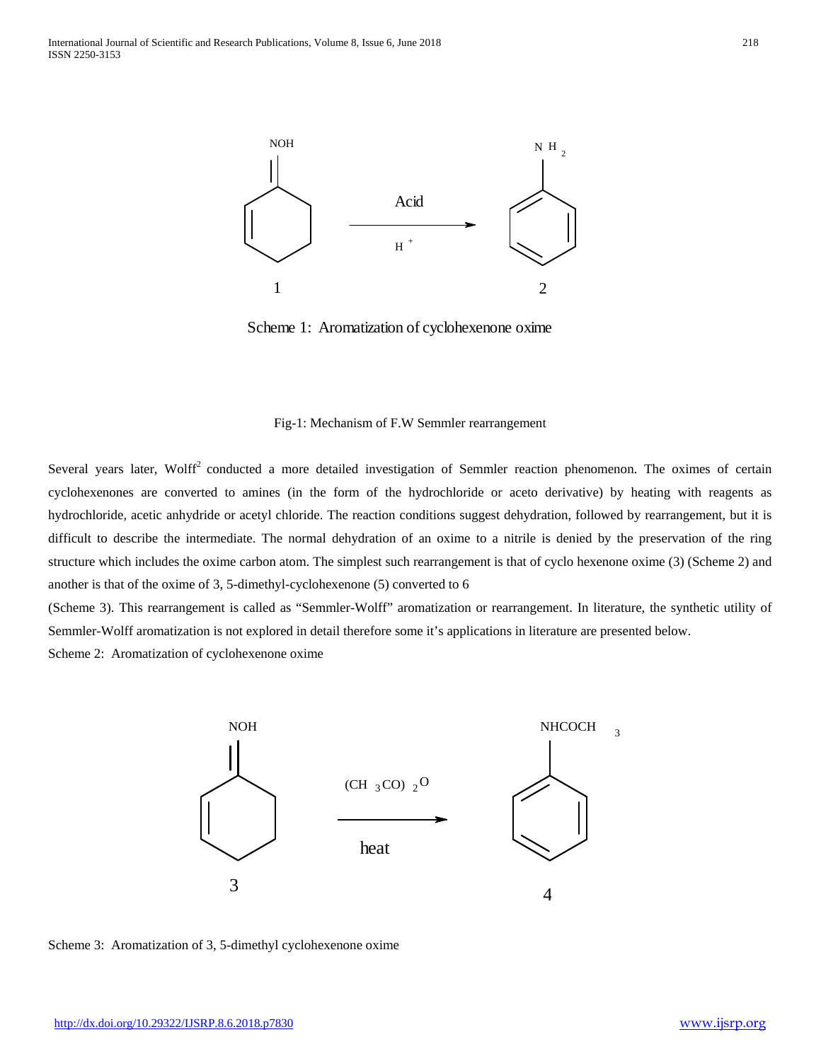Scheme 1: Aromatization of cyclohexenone oxime

Fig-1: Mechanism of F.W Semmler rearrangement

Several years later, Wolff[2] conducted a more detailed investigation of Semmler reaction phenomenon. The oximes of certain cyclohexenones are converted to amines (in the form of the hydrochloride or aceto derivative) by heating with reagents as hydrochloride, acetic anhydride or acetyl chloride. The reaction conditions suggest dehydration, followed by rearrangement, but it is difficult to describe the intermediate. The normal dehydration of an oxime to a nitrile is denied by the preservation of the ring structure which includes the oxime carbon atom. The simplest such rearrangement is that of cyclo hexenone oxime (3) (Scheme 2) and another is that of the oxime of 3, 5-dimethyl-cyclohexenone (5) converted to 6

(Scheme 3). This rearrangement is called as "Semmler-Wolff" aromatization or rearrangement. In literature, the synthetic utility of Semmler-Wolff aromatization is not explored in detail therefore some it's applications in literature are presented below.

Scheme 2: Aromatization of cyclohexenone oxime

Scheme 3: Aromatization of 3, 5-dimethyl cyclohexenone oxime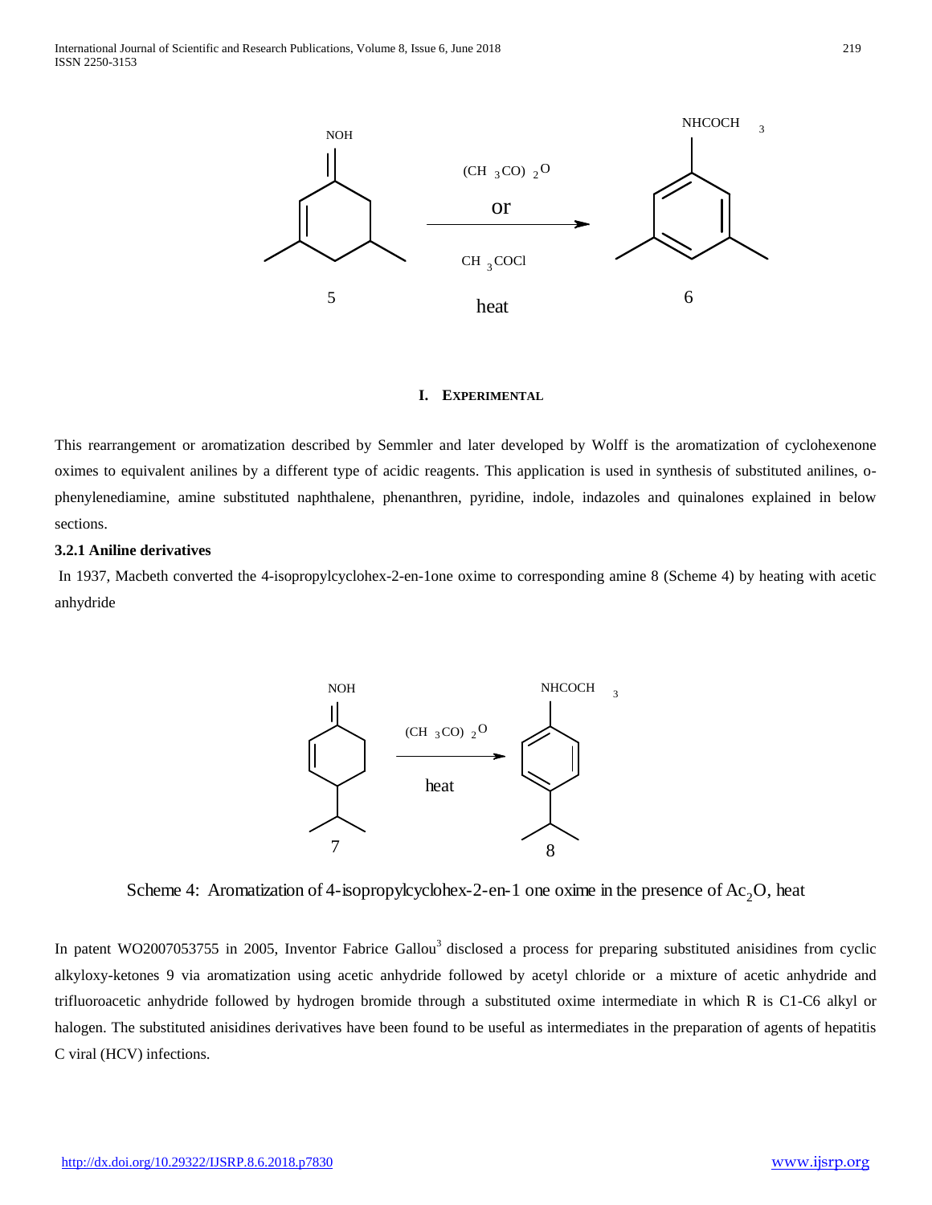## I. EXPERIMENTAL

This rearrangement or aromatization described by Semmler and later developed by Wolff is the aromatization of cyclohexenone oximes to equivalent anilines by a different type of acidic reagents. This application is used in synthesis of substituted anilines, o-phenylenediamine, amine substituted naphthalene, phenanthren, pyridine, indole, indazoles and quinalones explained in below sections.

### 3.2.1 Aniline derivatives

In 1937, Macbeth converted the 4-isopropylcyclohex-2-en-1one oxime to corresponding amine 8 (Scheme 4) by heating with acetic anhydride

Scheme 4: Aromatization of 4-isopropylcyclohex-2-en-1 one oxime in the presence of $Ac_2O$, heat

In patent WO2007053755 in 2005, Inventor Fabrice Gallou[3] disclosed a process for preparing substituted anisidines from cyclic alkyloxy-ketones 9 via aromatization using acetic anhydride followed by acetyl chloride or a mixture of acetic anhydride and trifluoroacetic anhydride followed by hydrogen bromide through a substituted oxime intermediate in which R is C1-C6 alkyl or halogen. The substituted anisidines derivatives have been found to be useful as intermediates in the preparation of agents of hepatitis C viral (HCV) infections.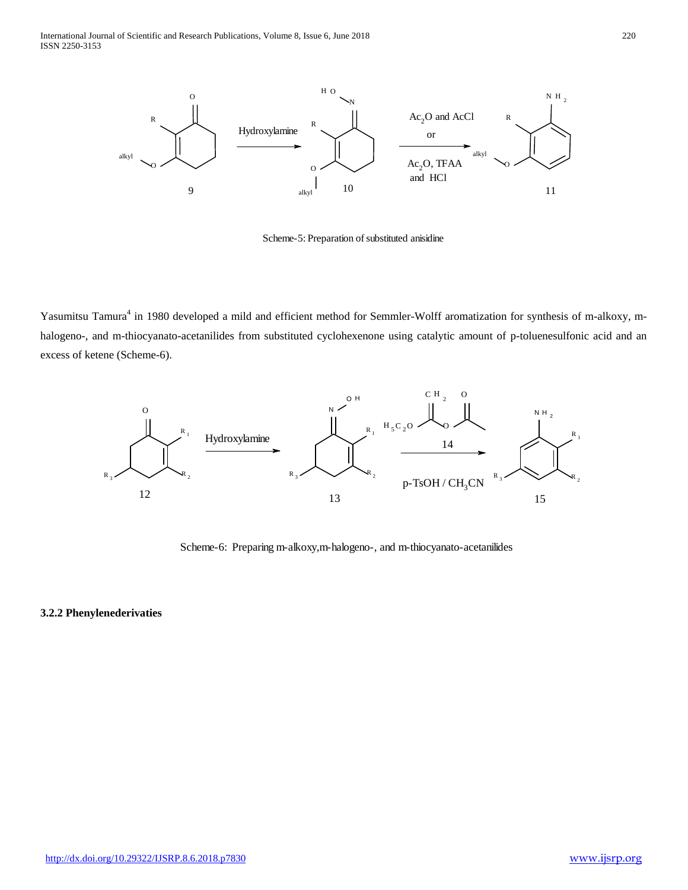Scheme-5: Preparation of substituted anisidine

Yasumitsu Tamura[4] in 1980 developed a mild and efficient method for Semmler-Wolff aromatization for synthesis of m-alkoxy, m-halogeno-, and m-thiocyanato-acetanilides from substituted cyclohexenone using catalytic amount of p-toluenesulfonic acid and an excess of ketene (Scheme-6).

Scheme-6: Preparing m-alkoxy,m-halogeno-, and m-thiocyanato-acetanilides

**3.2.2 Phenylenederivaties**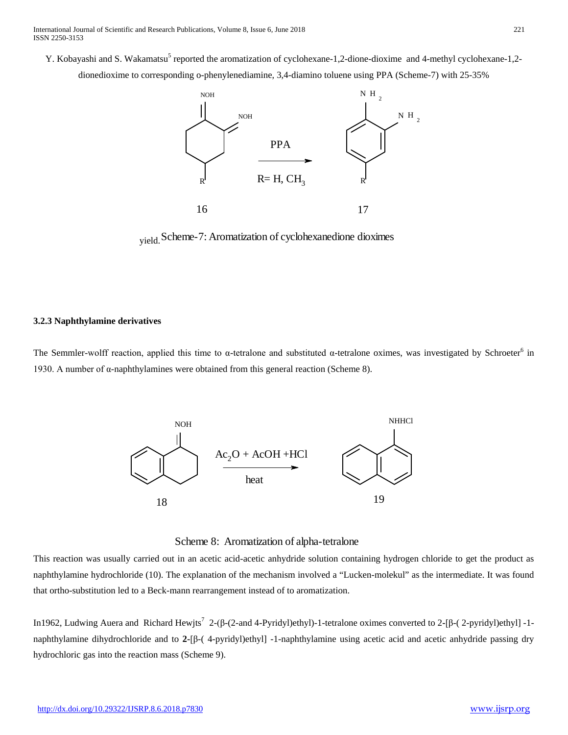Y. Kobayashi and S. Wakamatsu[5] reported the aromatization of cyclohexane-1,2-dione-dioxime and 4-methyl cyclohexane-1,2-dionedioxime to corresponding o-phenylenediamine, 3,4-diamino toluene using PPA (Scheme-7) with 25-35% yield.

Scheme-7: Aromatization of cyclohexanedione dioximes

### 3.2.3 Naphthylamine derivatives

The Semmler-wolff reaction, applied this time to α-tetralone and substituted α-tetralone oximes, was investigated by Schroeter[6] in 1930. A number of α-naphthylamines were obtained from this general reaction (Scheme 8).

Scheme 8: Aromatization of alpha-tetralone

This reaction was usually carried out in an acetic acid-acetic anhydride solution containing hydrogen chloride to get the product as naphthylamine hydrochloride (10). The explanation of the mechanism involved a "Lucken-molekul" as the intermediate. It was found that ortho-substitution led to a Beck-mann rearrangement instead of to aromatization.

In1962, Ludwing Auera and Richard Hewjts[7] 2-(β-(2-and 4-Pyridyl)ethyl)-1-tetralone oximes converted to 2-[β-( 2-pyridyl)ethyl] -1-naphthylamine dihydrochloride and to **2**-[β-( 4-pyridyl)ethyl] -1-naphthylamine using acetic acid and acetic anhydride passing dry hydrochloric gas into the reaction mass (Scheme 9).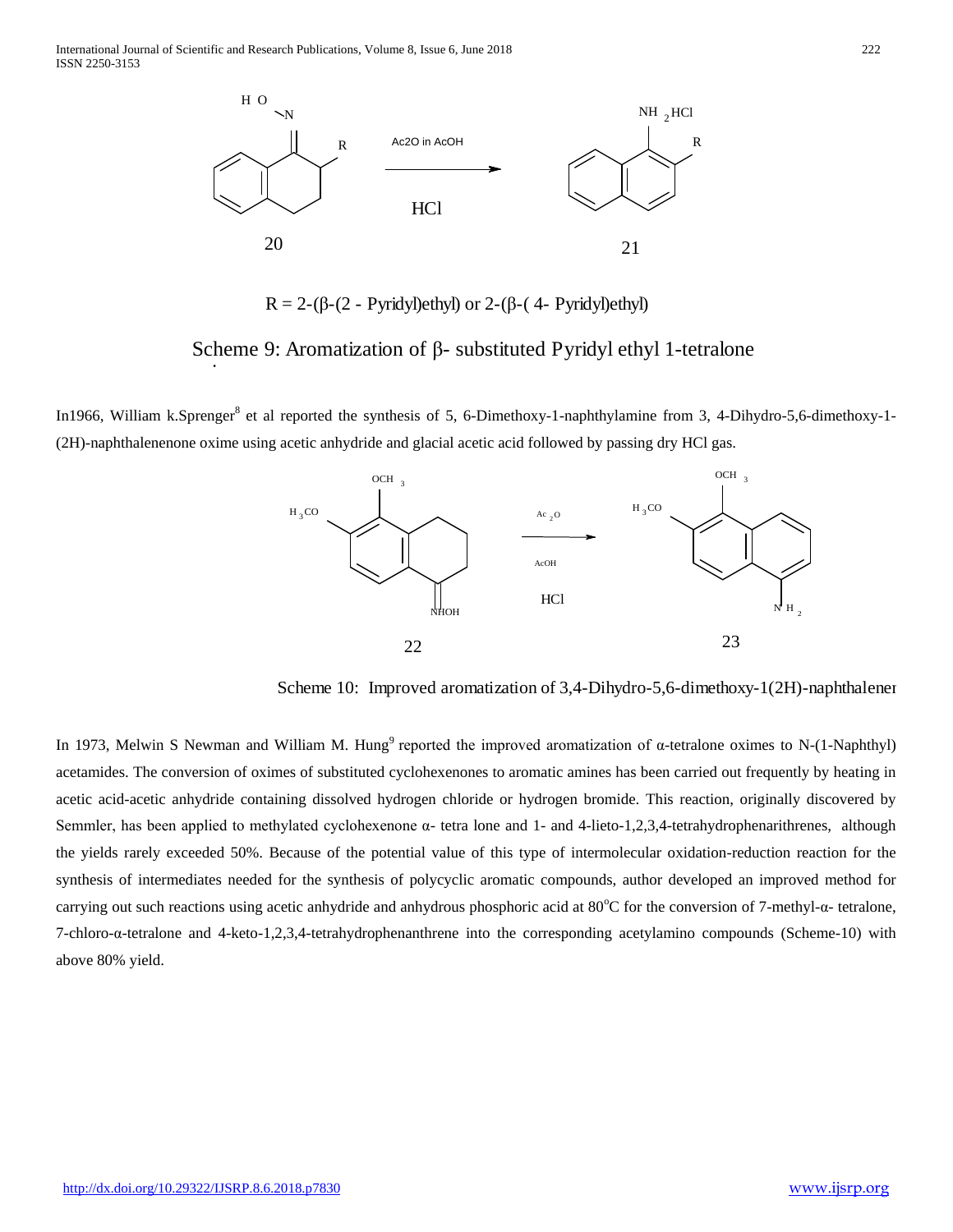R = 2-(β-(2 - Pyridyl)ethyl) or 2-(β-( 4- Pyridyl)ethyl)

Scheme 9: Aromatization of β- substituted Pyridyl ethyl 1-tetralone

In1966, William k.Sprenger[8] et al reported the synthesis of 5, 6-Dimethoxy-1-naphthylamine from 3, 4-Dihydro-5,6-dimethoxy-1-(2H)-naphthalenenone oxime using acetic anhydride and glacial acetic acid followed by passing dry HCl gas.

Scheme 10: Improved aromatization of 3,4-Dihydro-5,6-dimethoxy-1(2H)-naphthalener

In 1973, Melwin S Newman and William M. Hung[9] reported the improved aromatization of α-tetralone oximes to N-(1-Naphthyl) acetamides. The conversion of oximes of substituted cyclohexenones to aromatic amines has been carried out frequently by heating in acetic acid-acetic anhydride containing dissolved hydrogen chloride or hydrogen bromide. This reaction, originally discovered by Semmler, has been applied to methylated cyclohexenone α- tetra lone and 1- and 4-lieto-1,2,3,4-tetrahydrophenarithrenes, although the yields rarely exceeded 50%. Because of the potential value of this type of intermolecular oxidation-reduction reaction for the synthesis of intermediates needed for the synthesis of polycyclic aromatic compounds, author developed an improved method for carrying out such reactions using acetic anhydride and anhydrous phosphoric acid at 80°C for the conversion of 7-methyl-α- tetralone, 7-chloro-α-tetralone and 4-keto-1,2,3,4-tetrahydrophenanthrene into the corresponding acetylamino compounds (Scheme-10) with above 80% yield.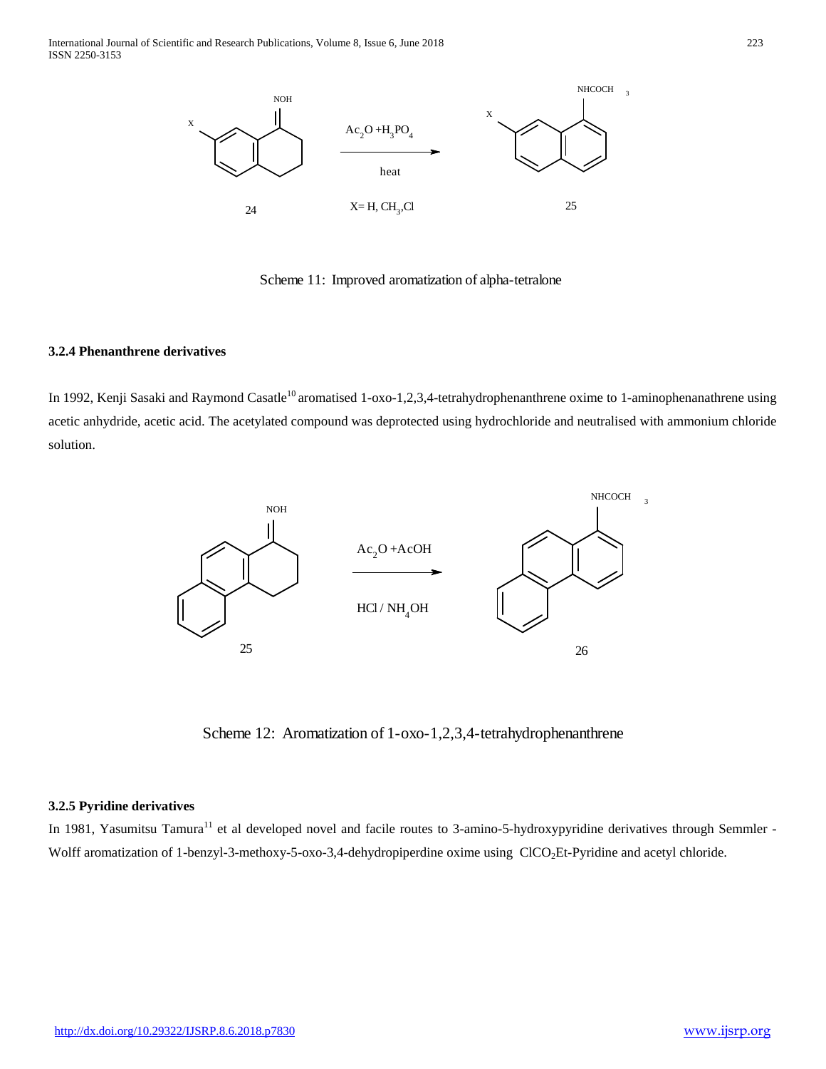Scheme 11: Improved aromatization of alpha-tetralone

### 3.2.4 Phenanthrene derivatives

In 1992, Kenji Sasaki and Raymond Casatle[10] aromatised 1-oxo-1,2,3,4-tetrahydrophenanthrene oxime to 1-aminophenanathrene using acetic anhydride, acetic acid. The acetylated compound was deprotected using hydrochloride and neutralised with ammonium chloride solution.

Scheme 12: Aromatization of 1-oxo-1,2,3,4-tetrahydrophenanthrene

### 3.2.5 Pyridine derivatives

In 1981, Yasumitsu Tamura[11] et al developed novel and facile routes to 3-amino-5-hydroxypyridine derivatives through Semmler - Wolff aromatization of 1-benzyl-3-methoxy-5-oxo-3,4-dehydropiperdine oxime using $ClCO_2Et$-Pyridine and acetyl chloride.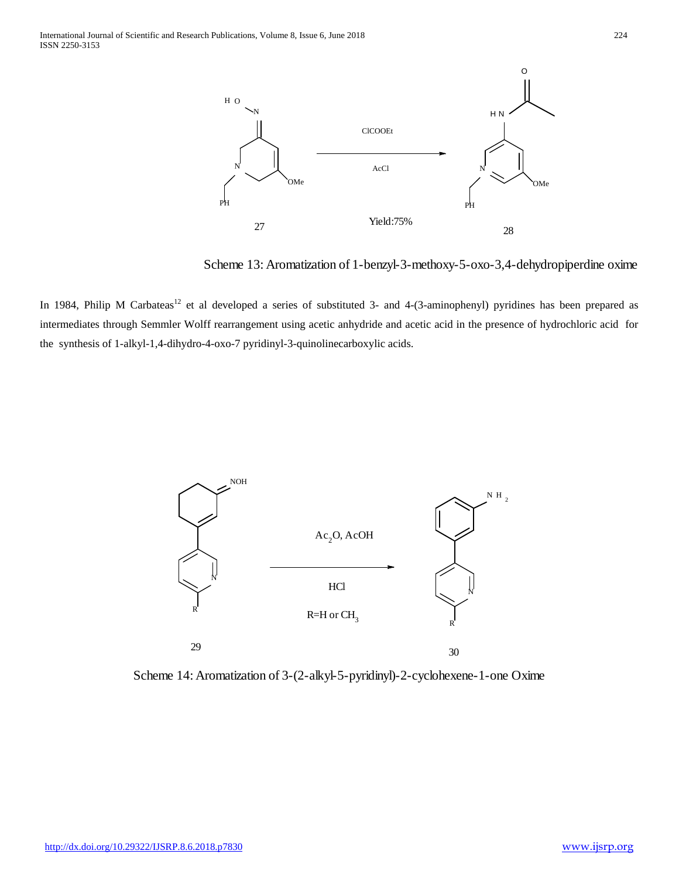Scheme 13: Aromatization of 1-benzyl-3-methoxy-5-oxo-3,4-dehydropiperdine oxime

In 1984, Philip M Carbateas[12] et al developed a series of substituted 3- and 4-(3-aminophenyl) pyridines has been prepared as intermediates through Semmler Wolff rearrangement using acetic anhydride and acetic acid in the presence of hydrochloric acid for the synthesis of 1-alkyl-1,4-dihydro-4-oxo-7 pyridinyl-3-quinolinecarboxylic acids.

Scheme 14: Aromatization of 3-(2-alkyl-5-pyridinyl)-2-cyclohexene-1-one Oxime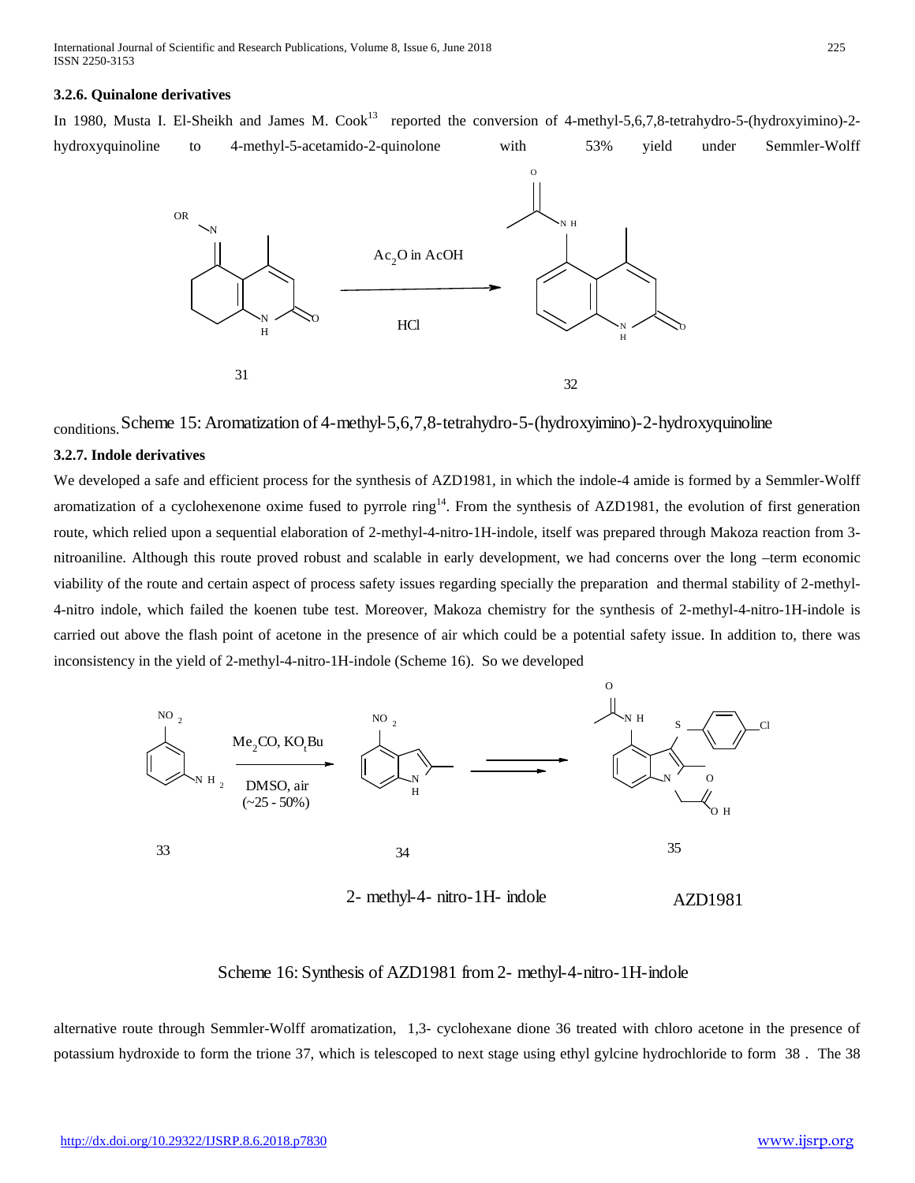### 3.2.6. Quinalone derivatives

In 1980, Musta I. El-Sheikh and James M. Cook[13] reported the conversion of 4-methyl-5,6,7,8-tetrahydro-5-(hydroxyimino)-2-hydroxyquinoline to 4-methyl-5-acetamido-2-quinolone with 53% yield under Semmler-Wolff conditions.

Scheme 15: Aromatization of 4-methyl-5,6,7,8-tetrahydro-5-(hydroxyimino)-2-hydroxyquinoline

### 3.2.7. Indole derivatives

We developed a safe and efficient process for the synthesis of AZD1981, in which the indole-4 amide is formed by a Semmler-Wolff aromatization of a cyclohexenone oxime fused to pyrrole ring[14]. From the synthesis of AZD1981, the evolution of first generation route, which relied upon a sequential elaboration of 2-methyl-4-nitro-1H-indole, itself was prepared through Makoza reaction from 3-nitroaniline. Although this route proved robust and scalable in early development, we had concerns over the long –term economic viability of the route and certain aspect of process safety issues regarding specially the preparation and thermal stability of 2-methyl-4-nitro indole, which failed the koenen tube test. Moreover, Makoza chemistry for the synthesis of 2-methyl-4-nitro-1H-indole is carried out above the flash point of acetone in the presence of air which could be a potential safety issue. In addition to, there was inconsistency in the yield of 2-methyl-4-nitro-1H-indole (Scheme 16). So we developed

Scheme 16: Synthesis of AZD1981 from 2- methyl-4-nitro-1H-indole

alternative route through Semmler-Wolff aromatization, 1,3- cyclohexane dione 36 treated with chloro acetone in the presence of potassium hydroxide to form the trione 37, which is telescoped to next stage using ethyl gylcine hydrochloride to form 38 . The 38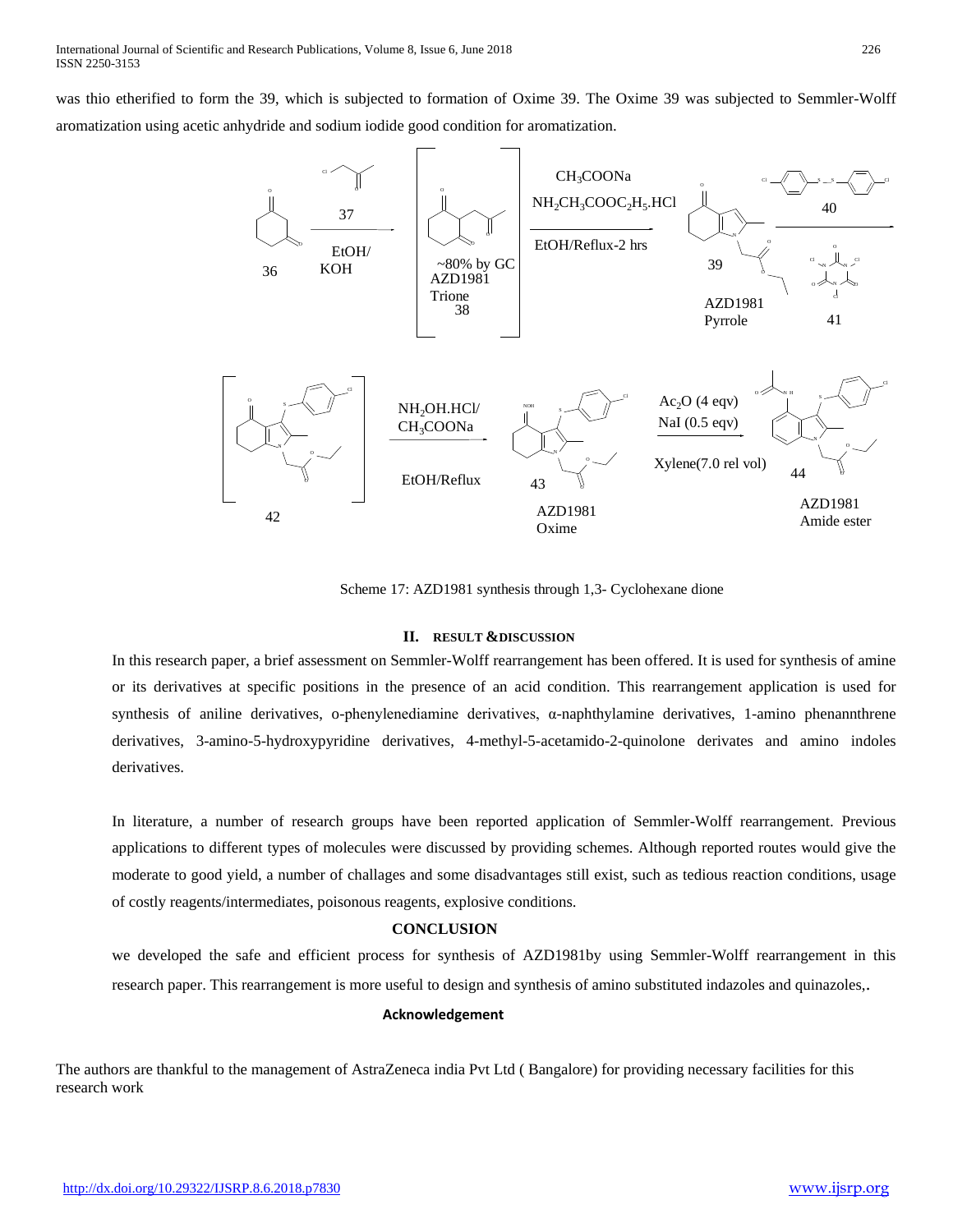was thio etherified to form the 39, which is subjected to formation of Oxime 39. The Oxime 39 was subjected to Semmler-Wolff aromatization using acetic anhydride and sodium iodide good condition for aromatization.

Scheme 17: AZD1981 synthesis through 1,3- Cyclohexane dione

## II. RESULT &DISCUSSION

In this research paper, a brief assessment on Semmler-Wolff rearrangement has been offered. It is used for synthesis of amine or its derivatives at specific positions in the presence of an acid condition. This rearrangement application is used for synthesis of aniline derivatives, o-phenylenediamine derivatives, α-naphthylamine derivatives, 1-amino phenannthrene derivatives, 3-amino-5-hydroxypyridine derivatives, 4-methyl-5-acetamido-2-quinolone derivates and amino indoles derivatives.

In literature, a number of research groups have been reported application of Semmler-Wolff rearrangement. Previous applications to different types of molecules were discussed by providing schemes. Although reported routes would give the moderate to good yield, a number of challages and some disadvantages still exist, such as tedious reaction conditions, usage of costly reagents/intermediates, poisonous reagents, explosive conditions.

## CONCLUSION

we developed the safe and efficient process for synthesis of AZD1981by using Semmler-Wolff rearrangement in this research paper. This rearrangement is more useful to design and synthesis of amino substituted indazoles and quinazoles,.

### Acknowledgement

The authors are thankful to the management of AstraZeneca india Pvt Ltd ( Bangalore) for providing necessary facilities for this research work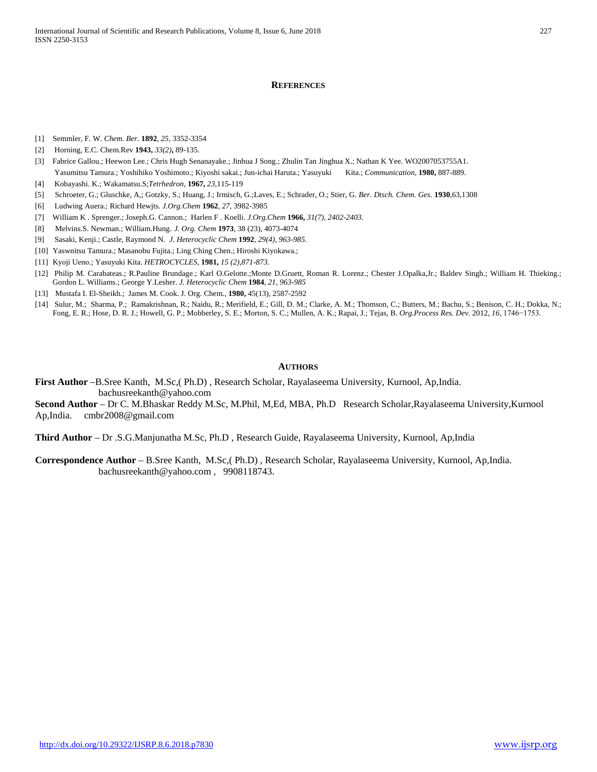## REFERENCES

[1] Semmler, F. W. *Chem. Ber.* **1892**, *25*, 3352-3354

[2] Horning, E.C. Chem.Rev **1943,** *33(2)***,** 89-135.

[3] Fabrice Gallou.; Heewon Lee.; Chris Hugh Senanayake.; Jinhua J Song.; Zhulin Tan Jinghua X.; Nathan K Yee. WO2007053755A1. Yasumitsu Tamura.; Yoshihiko Yoshimoto.; Kiyoshi sakai.; Jun-ichai Haruta.; Yasuyuki Kita.; *Communication,* **1980,** 887-889.

[4] Kobayashi. K.; Wakamatsu.S;*Tetrhedron,* **1967,** *23,*115-119

[5] Schroeter, G.; Gluschke, A,; Gotzky, S.; Huang, J.; Irmisch, G.;Laves, E.; Schrader, O.; Stier, G. *Ber. Dtsch. Chem. Ges.* **1930**,63,1308

[6] Ludwing Auera.; Richard Hewjts. *J.Org.Chem* **1962**, *27*, 3982-3985

[7] William K . Sprenger.; Joseph.G. Cannon.; Harlen F . Koelli. *J.Org.Chem* **1966,** *31(7), 2402-2403.*

[8] Melvins.S. Newman.; William.Hung. *J. Org. Chem* **1973**, 38 (23), 4073-4074

[9] Sasaki, Kenji.; Castle, Raymond N. *J. Heterocyclic Chem* **1992**, *29(4), 963-985.*

[10] Yaswnitsu Tamura.; Masanobu Fujita.; Ling Ching Chen.; Hiroshi Kiyokawa.;

[11] Kyoji Ueno.; Yasuyuki Kita. *HETROCYCLES,* **1981,** *15 (2),871-873.*

[12] Philip M. Carabateas.; R.Pauline Brundage.; Karl O.Gelotte.;Monte D.Gruett, Roman R. Lorenz.; Chester J.Opalka,Jr.; Baldev Singh.; William H. Thieking.; Gordon L. Williams.; George Y.Lesher. *J. Heterocyclic Chem* **1984**, *21, 963-985*

[13] Mustafa I. El-Sheikh.; James M. Cook. J. Org. Chem., **1980,** 45(13), 2587-2592

[14] Sulur, M.; Sharma, P.; Ramakrishnan, R.; Naidu, R.; Merifield, E.; Gill, D. M.; Clarke, A. M.; Thomson, C.; Butters, M.; Bachu, S.; Benison, C. H.; Dokka, N.; Fong, E. R.; Hose, D. R. J.; Howell, G. P.; Mobberley, S. E.; Morton, S. C.; Mullen, A. K.; Rapai, J.; Tejas, B. *Org.Process Res. Dev.* 2012, *16*, 1746−1753.

## AUTHORS

**First Author** –B.Sree Kanth, M.Sc,( Ph.D) , Research Scholar, Rayalaseema University, Kurnool, Ap,India. bachusreekanth@yahoo.com

**Second Author** – Dr C. M.Bhaskar Reddy M.Sc, M.Phil, M,Ed, MBA, Ph.D Research Scholar,Rayalaseema University,Kurnool Ap,India. cmbr2008@gmail.com

**Third Author** – Dr .S.G.Manjunatha M.Sc, Ph.D , Research Guide, Rayalaseema University, Kurnool, Ap,India

**Correspondence Author** – B.Sree Kanth, M.Sc,( Ph.D) , Research Scholar, Rayalaseema University, Kurnool, Ap,India. bachusreekanth@yahoo.com , 9908118743.